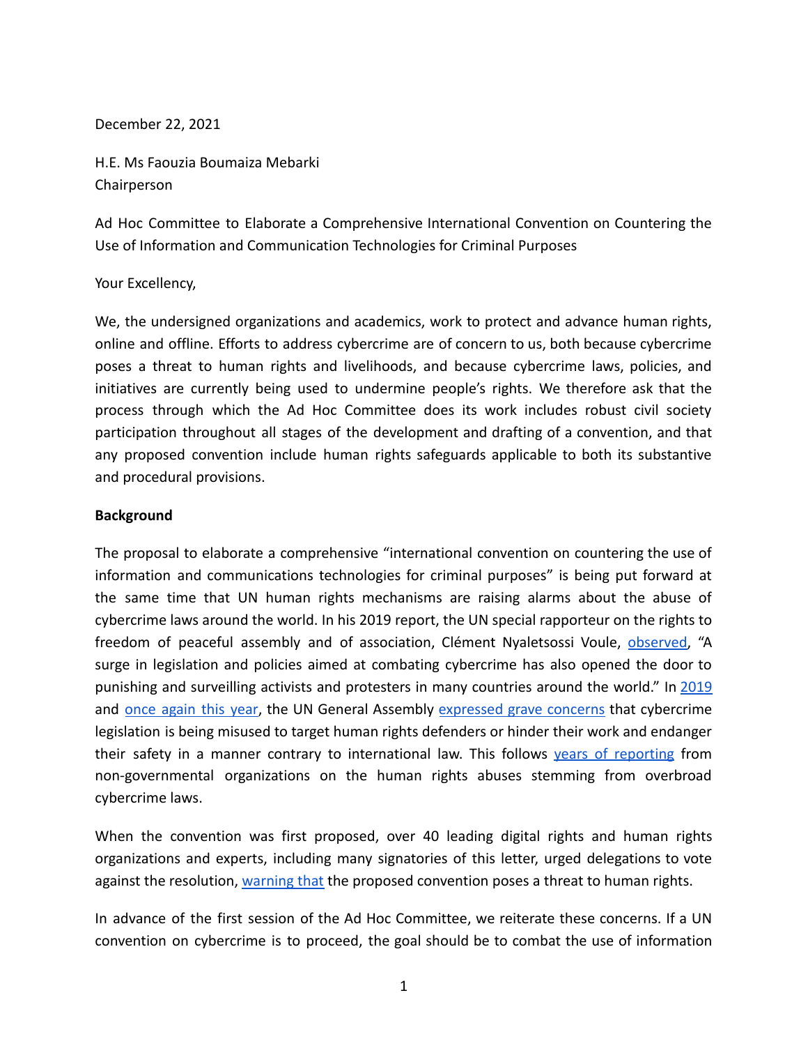December 22, 2021

H.E. Ms Faouzia Boumaiza Mebarki
Chairperson

Ad Hoc Committee to Elaborate a Comprehensive International Convention on Countering the Use of Information and Communication Technologies for Criminal Purposes

Your Excellency,

We, the undersigned organizations and academics, work to protect and advance human rights, online and offline. Efforts to address cybercrime are of concern to us, both because cybercrime poses a threat to human rights and livelihoods, and because cybercrime laws, policies, and initiatives are currently being used to undermine people's rights. We therefore ask that the process through which the Ad Hoc Committee does its work includes robust civil society participation throughout all stages of the development and drafting of a convention, and that any proposed convention include human rights safeguards applicable to both its substantive and procedural provisions.

**Background**

The proposal to elaborate a comprehensive "international convention on countering the use of information and communications technologies for criminal purposes" is being put forward at the same time that UN human rights mechanisms are raising alarms about the abuse of cybercrime laws around the world. In his 2019 report, the UN special rapporteur on the rights to freedom of peaceful assembly and of association, Clément Nyaletsossi Voule, observed, "A surge in legislation and policies aimed at combating cybercrime has also opened the door to punishing and surveilling activists and protesters in many countries around the world." In 2019 and once again this year, the UN General Assembly expressed grave concerns that cybercrime legislation is being misused to target human rights defenders or hinder their work and endanger their safety in a manner contrary to international law. This follows years of reporting from non-governmental organizations on the human rights abuses stemming from overbroad cybercrime laws.

When the convention was first proposed, over 40 leading digital rights and human rights organizations and experts, including many signatories of this letter, urged delegations to vote against the resolution, warning that the proposed convention poses a threat to human rights.

In advance of the first session of the Ad Hoc Committee, we reiterate these concerns. If a UN convention on cybercrime is to proceed, the goal should be to combat the use of information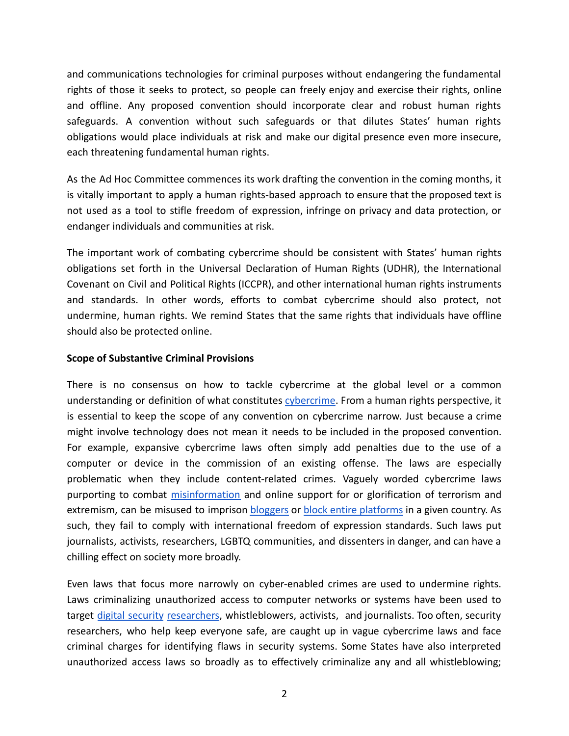and communications technologies for criminal purposes without endangering the fundamental rights of those it seeks to protect, so people can freely enjoy and exercise their rights, online and offline. Any proposed convention should incorporate clear and robust human rights safeguards. A convention without such safeguards or that dilutes States' human rights obligations would place individuals at risk and make our digital presence even more insecure, each threatening fundamental human rights.

As the Ad Hoc Committee commences its work drafting the convention in the coming months, it is vitally important to apply a human rights-based approach to ensure that the proposed text is not used as a tool to stifle freedom of expression, infringe on privacy and data protection, or endanger individuals and communities at risk.

The important work of combating cybercrime should be consistent with States' human rights obligations set forth in the Universal Declaration of Human Rights (UDHR), the International Covenant on Civil and Political Rights (ICCPR), and other international human rights instruments and standards. In other words, efforts to combat cybercrime should also protect, not undermine, human rights. We remind States that the same rights that individuals have offline should also be protected online.

**Scope of Substantive Criminal Provisions**

There is no consensus on how to tackle cybercrime at the global level or a common understanding or definition of what constitutes cybercrime. From a human rights perspective, it is essential to keep the scope of any convention on cybercrime narrow. Just because a crime might involve technology does not mean it needs to be included in the proposed convention. For example, expansive cybercrime laws often simply add penalties due to the use of a computer or device in the commission of an existing offense. The laws are especially problematic when they include content-related crimes. Vaguely worded cybercrime laws purporting to combat misinformation and online support for or glorification of terrorism and extremism, can be misused to imprison bloggers or block entire platforms in a given country. As such, they fail to comply with international freedom of expression standards. Such laws put journalists, activists, researchers, LGBTQ communities, and dissenters in danger, and can have a chilling effect on society more broadly.

Even laws that focus more narrowly on cyber-enabled crimes are used to undermine rights. Laws criminalizing unauthorized access to computer networks or systems have been used to target digital security researchers, whistleblowers, activists, and journalists. Too often, security researchers, who help keep everyone safe, are caught up in vague cybercrime laws and face criminal charges for identifying flaws in security systems. Some States have also interpreted unauthorized access laws so broadly as to effectively criminalize any and all whistleblowing;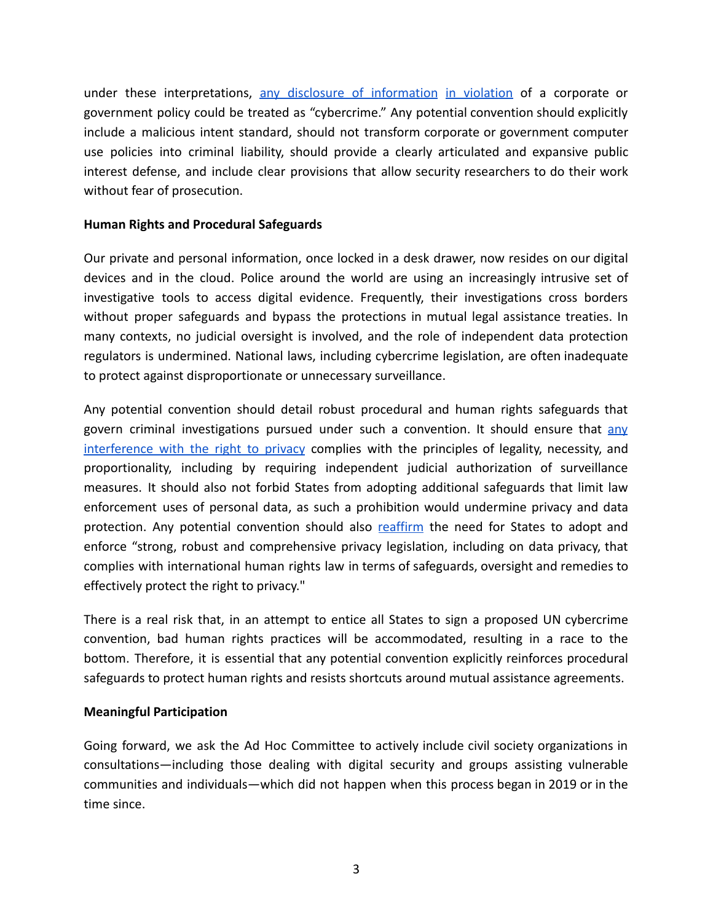under these interpretations, any disclosure of information in violation of a corporate or government policy could be treated as "cybercrime." Any potential convention should explicitly include a malicious intent standard, should not transform corporate or government computer use policies into criminal liability, should provide a clearly articulated and expansive public interest defense, and include clear provisions that allow security researchers to do their work without fear of prosecution.

**Human Rights and Procedural Safeguards**

Our private and personal information, once locked in a desk drawer, now resides on our digital devices and in the cloud. Police around the world are using an increasingly intrusive set of investigative tools to access digital evidence. Frequently, their investigations cross borders without proper safeguards and bypass the protections in mutual legal assistance treaties. In many contexts, no judicial oversight is involved, and the role of independent data protection regulators is undermined. National laws, including cybercrime legislation, are often inadequate to protect against disproportionate or unnecessary surveillance.

Any potential convention should detail robust procedural and human rights safeguards that govern criminal investigations pursued under such a convention. It should ensure that any interference with the right to privacy complies with the principles of legality, necessity, and proportionality, including by requiring independent judicial authorization of surveillance measures. It should also not forbid States from adopting additional safeguards that limit law enforcement uses of personal data, as such a prohibition would undermine privacy and data protection. Any potential convention should also reaffirm the need for States to adopt and enforce "strong, robust and comprehensive privacy legislation, including on data privacy, that complies with international human rights law in terms of safeguards, oversight and remedies to effectively protect the right to privacy."

There is a real risk that, in an attempt to entice all States to sign a proposed UN cybercrime convention, bad human rights practices will be accommodated, resulting in a race to the bottom. Therefore, it is essential that any potential convention explicitly reinforces procedural safeguards to protect human rights and resists shortcuts around mutual assistance agreements.

**Meaningful Participation**

Going forward, we ask the Ad Hoc Committee to actively include civil society organizations in consultations—including those dealing with digital security and groups assisting vulnerable communities and individuals—which did not happen when this process began in 2019 or in the time since.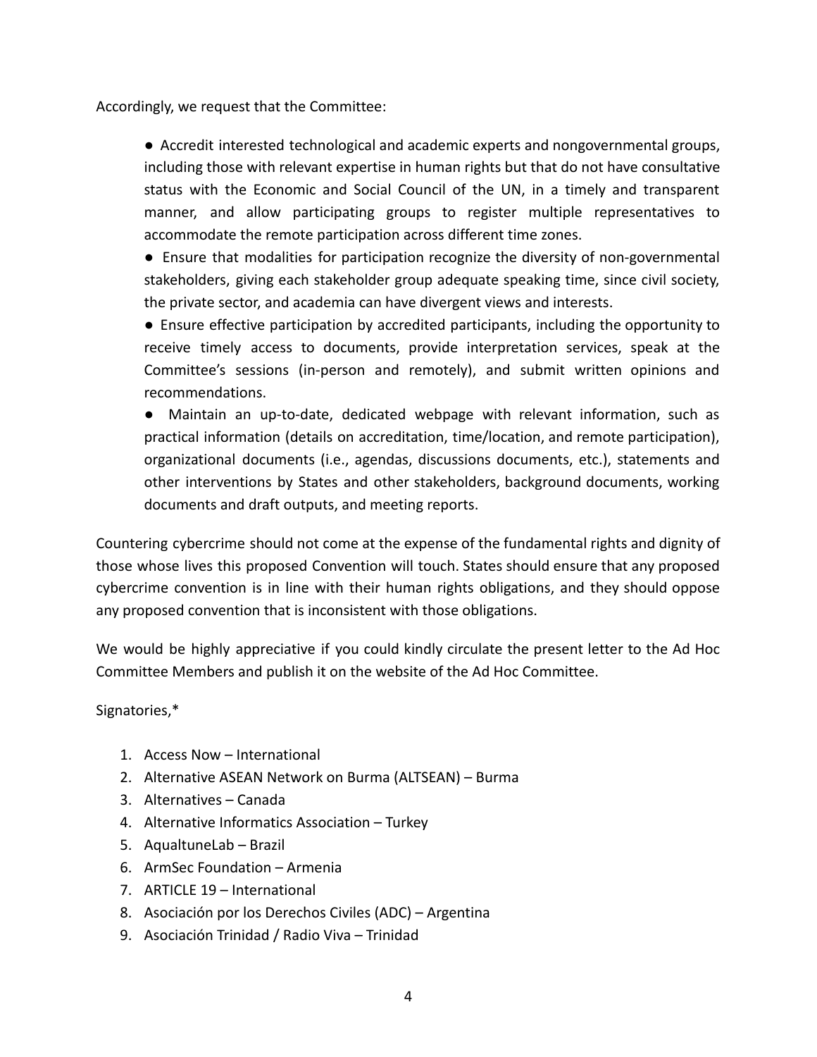Accordingly, we request that the Committee:

- Accredit interested technological and academic experts and nongovernmental groups, including those with relevant expertise in human rights but that do not have consultative status with the Economic and Social Council of the UN, in a timely and transparent manner, and allow participating groups to register multiple representatives to accommodate the remote participation across different time zones.
- Ensure that modalities for participation recognize the diversity of non-governmental stakeholders, giving each stakeholder group adequate speaking time, since civil society, the private sector, and academia can have divergent views and interests.
- Ensure effective participation by accredited participants, including the opportunity to receive timely access to documents, provide interpretation services, speak at the Committee's sessions (in-person and remotely), and submit written opinions and recommendations.
- Maintain an up-to-date, dedicated webpage with relevant information, such as practical information (details on accreditation, time/location, and remote participation), organizational documents (i.e., agendas, discussions documents, etc.), statements and other interventions by States and other stakeholders, background documents, working documents and draft outputs, and meeting reports.

Countering cybercrime should not come at the expense of the fundamental rights and dignity of those whose lives this proposed Convention will touch. States should ensure that any proposed cybercrime convention is in line with their human rights obligations, and they should oppose any proposed convention that is inconsistent with those obligations.

We would be highly appreciative if you could kindly circulate the present letter to the Ad Hoc Committee Members and publish it on the website of the Ad Hoc Committee.

Signatories,*

1. Access Now – International
2. Alternative ASEAN Network on Burma (ALTSEAN) – Burma
3. Alternatives – Canada
4. Alternative Informatics Association – Turkey
5. AqualtuneLab – Brazil
6. ArmSec Foundation – Armenia
7. ARTICLE 19 – International
8. Asociación por los Derechos Civiles (ADC) – Argentina
9. Asociación Trinidad / Radio Viva – Trinidad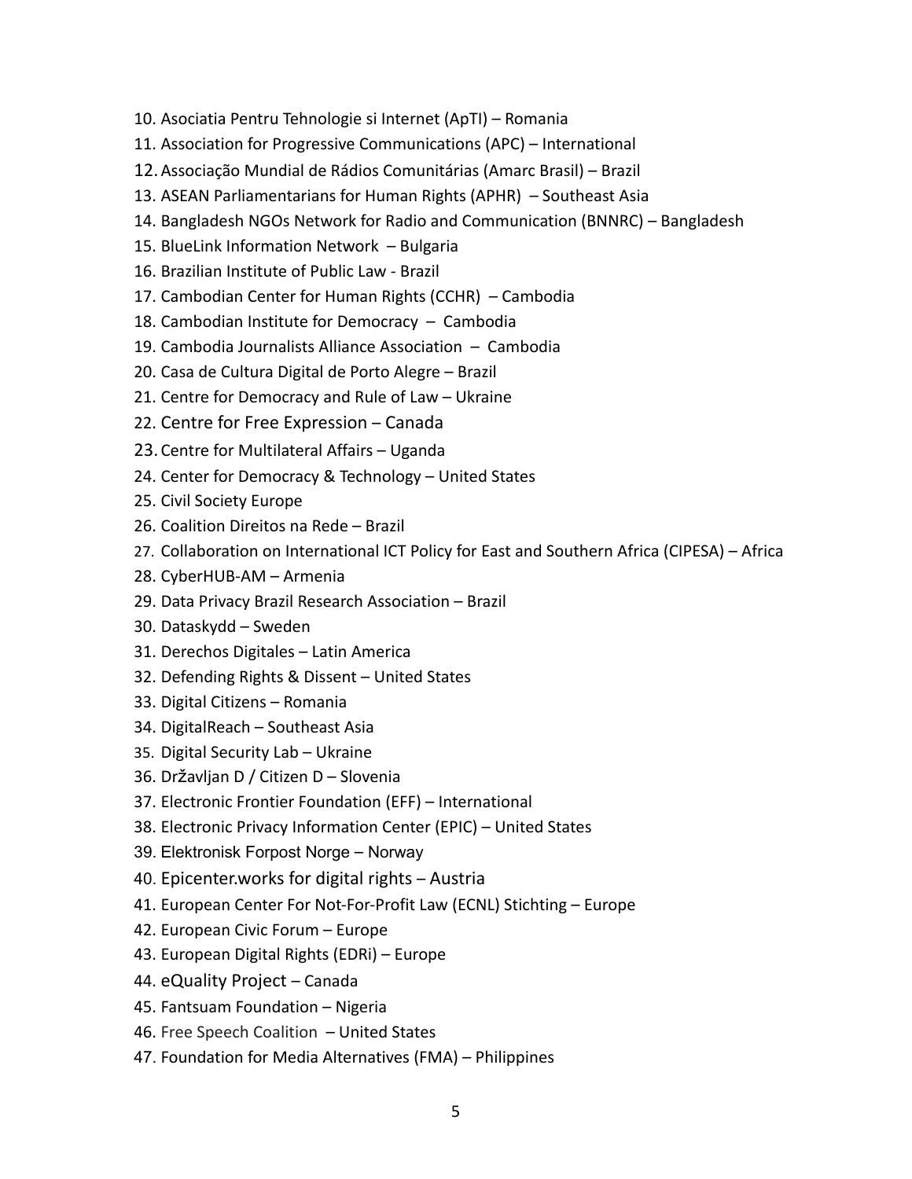10. Asociatia Pentru Tehnologie si Internet (ApTI) – Romania
11. Association for Progressive Communications (APC) – International
12. Associação Mundial de Rádios Comunitárias (Amarc Brasil) – Brazil
13. ASEAN Parliamentarians for Human Rights (APHR) – Southeast Asia
14. Bangladesh NGOs Network for Radio and Communication (BNNRC) – Bangladesh
15. BlueLink Information Network – Bulgaria
16. Brazilian Institute of Public Law - Brazil
17. Cambodian Center for Human Rights (CCHR) – Cambodia
18. Cambodian Institute for Democracy – Cambodia
19. Cambodia Journalists Alliance Association – Cambodia
20. Casa de Cultura Digital de Porto Alegre – Brazil
21. Centre for Democracy and Rule of Law – Ukraine
22. Centre for Free Expression – Canada
23. Centre for Multilateral Affairs – Uganda
24. Center for Democracy & Technology – United States
25. Civil Society Europe
26. Coalition Direitos na Rede – Brazil
27. Collaboration on International ICT Policy for East and Southern Africa (CIPESA) – Africa
28. CyberHUB-AM – Armenia
29. Data Privacy Brazil Research Association – Brazil
30. Dataskydd – Sweden
31. Derechos Digitales – Latin America
32. Defending Rights & Dissent – United States
33. Digital Citizens – Romania
34. DigitalReach – Southeast Asia
35. Digital Security Lab – Ukraine
36. Državljan D / Citizen D – Slovenia
37. Electronic Frontier Foundation (EFF) – International
38. Electronic Privacy Information Center (EPIC) – United States
39. Elektronisk Forpost Norge – Norway
40. Epicenter.works for digital rights – Austria
41. European Center For Not-For-Profit Law (ECNL) Stichting – Europe
42. European Civic Forum – Europe
43. European Digital Rights (EDRi) – Europe
44. eQuality Project – Canada
45. Fantsuam Foundation – Nigeria
46. Free Speech Coalition – United States
47. Foundation for Media Alternatives (FMA) – Philippines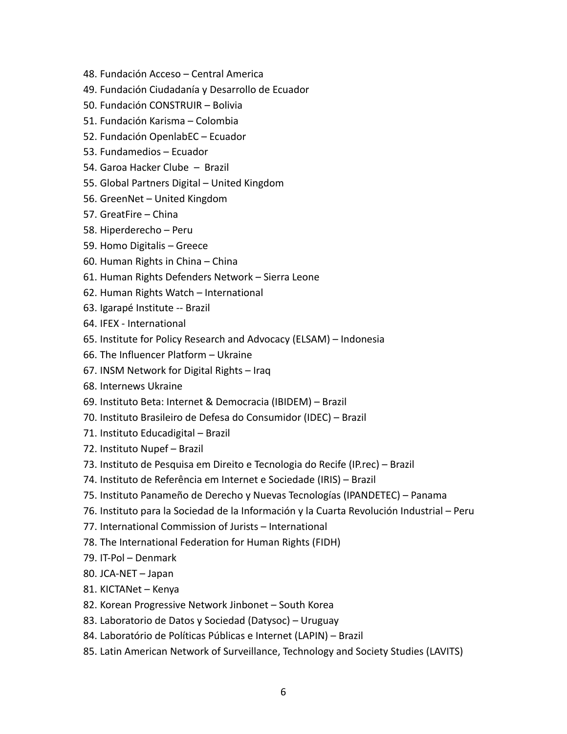48. Fundación Acceso – Central America
49. Fundación Ciudadanía y Desarrollo de Ecuador
50. Fundación CONSTRUIR – Bolivia
51. Fundación Karisma – Colombia
52. Fundación OpenlabEC – Ecuador
53. Fundamedios – Ecuador
54. Garoa Hacker Clube – Brazil
55. Global Partners Digital – United Kingdom
56. GreenNet – United Kingdom
57. GreatFire – China
58. Hiperderecho – Peru
59. Homo Digitalis – Greece
60. Human Rights in China – China
61. Human Rights Defenders Network – Sierra Leone
62. Human Rights Watch – International
63. Igarapé Institute -- Brazil
64. IFEX - International
65. Institute for Policy Research and Advocacy (ELSAM) – Indonesia
66. The Influencer Platform – Ukraine
67. INSM Network for Digital Rights – Iraq
68. Internews Ukraine
69. Instituto Beta: Internet & Democracia (IBIDEM) – Brazil
70. Instituto Brasileiro de Defesa do Consumidor (IDEC) – Brazil
71. Instituto Educadigital – Brazil
72. Instituto Nupef – Brazil
73. Instituto de Pesquisa em Direito e Tecnologia do Recife (IP.rec) – Brazil
74. Instituto de Referência em Internet e Sociedade (IRIS) – Brazil
75. Instituto Panameño de Derecho y Nuevas Tecnologías (IPANDETEC) – Panama
76. Instituto para la Sociedad de la Información y la Cuarta Revolución Industrial – Peru
77. International Commission of Jurists – International
78. The International Federation for Human Rights (FIDH)
79. IT-Pol – Denmark
80. JCA-NET – Japan
81. KICTANet – Kenya
82. Korean Progressive Network Jinbonet – South Korea
83. Laboratorio de Datos y Sociedad (Datysoc) – Uruguay
84. Laboratório de Políticas Públicas e Internet (LAPIN) – Brazil
85. Latin American Network of Surveillance, Technology and Society Studies (LAVITS)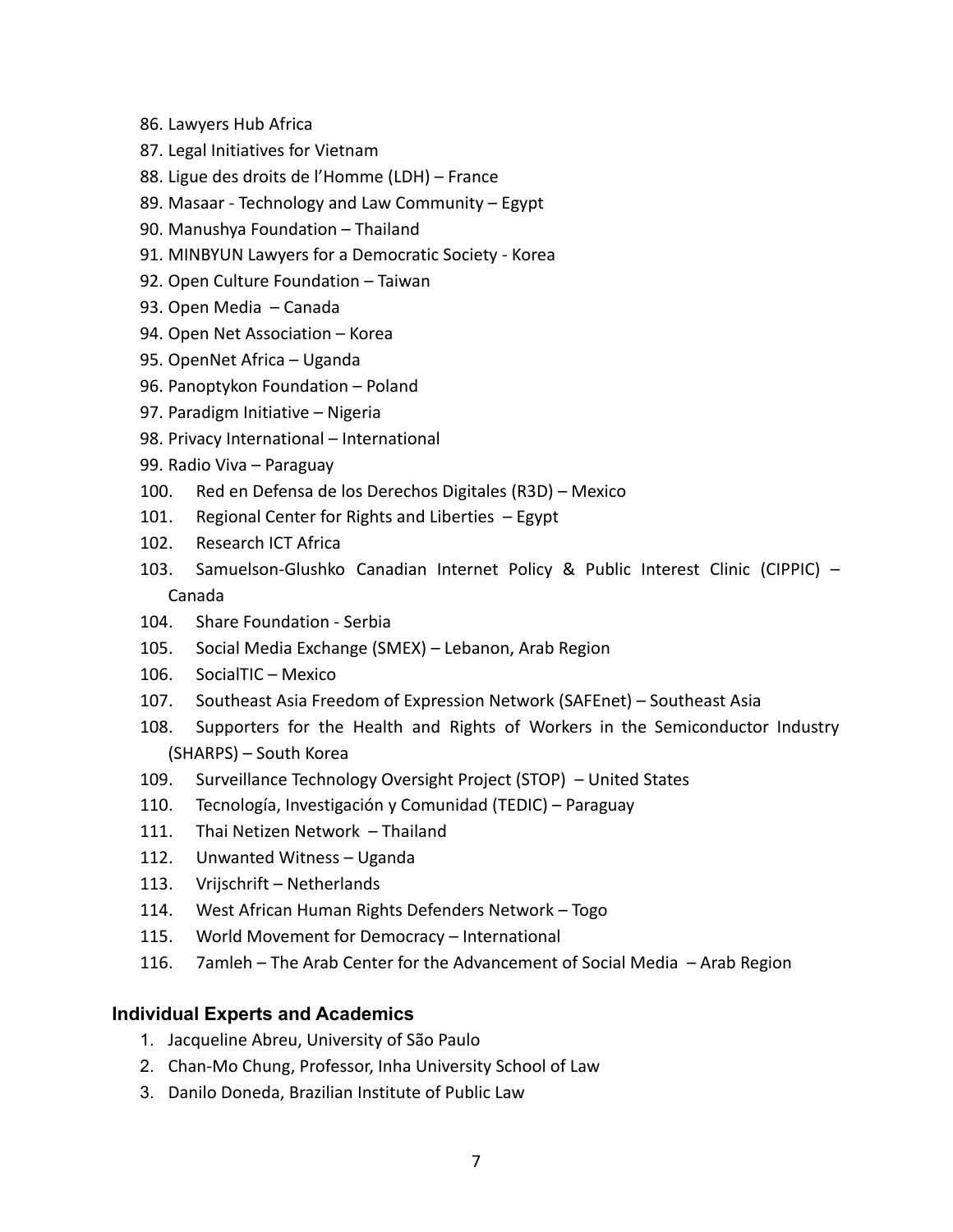86. Lawyers Hub Africa
87. Legal Initiatives for Vietnam
88. Ligue des droits de l'Homme (LDH) – France
89. Masaar - Technology and Law Community – Egypt
90. Manushya Foundation – Thailand
91. MINBYUN Lawyers for a Democratic Society - Korea
92. Open Culture Foundation – Taiwan
93. Open Media – Canada
94. Open Net Association – Korea
95. OpenNet Africa – Uganda
96. Panoptykon Foundation – Poland
97. Paradigm Initiative – Nigeria
98. Privacy International – International
99. Radio Viva – Paraguay
100. Red en Defensa de los Derechos Digitales (R3D) – Mexico
101. Regional Center for Rights and Liberties – Egypt
102. Research ICT Africa
103. Samuelson-Glushko Canadian Internet Policy & Public Interest Clinic (CIPPIC) – Canada
104. Share Foundation - Serbia
105. Social Media Exchange (SMEX) – Lebanon, Arab Region
106. SocialTIC – Mexico
107. Southeast Asia Freedom of Expression Network (SAFEnet) – Southeast Asia
108. Supporters for the Health and Rights of Workers in the Semiconductor Industry (SHARPS) – South Korea
109. Surveillance Technology Oversight Project (STOP) – United States
110. Tecnología, Investigación y Comunidad (TEDIC) – Paraguay
111. Thai Netizen Network – Thailand
112. Unwanted Witness – Uganda
113. Vrijschrift – Netherlands
114. West African Human Rights Defenders Network – Togo
115. World Movement for Democracy – International
116. 7amleh – The Arab Center for the Advancement of Social Media – Arab Region

### Individual Experts and Academics

1. Jacqueline Abreu, University of São Paulo
2. Chan-Mo Chung, Professor, Inha University School of Law
3. Danilo Doneda, Brazilian Institute of Public Law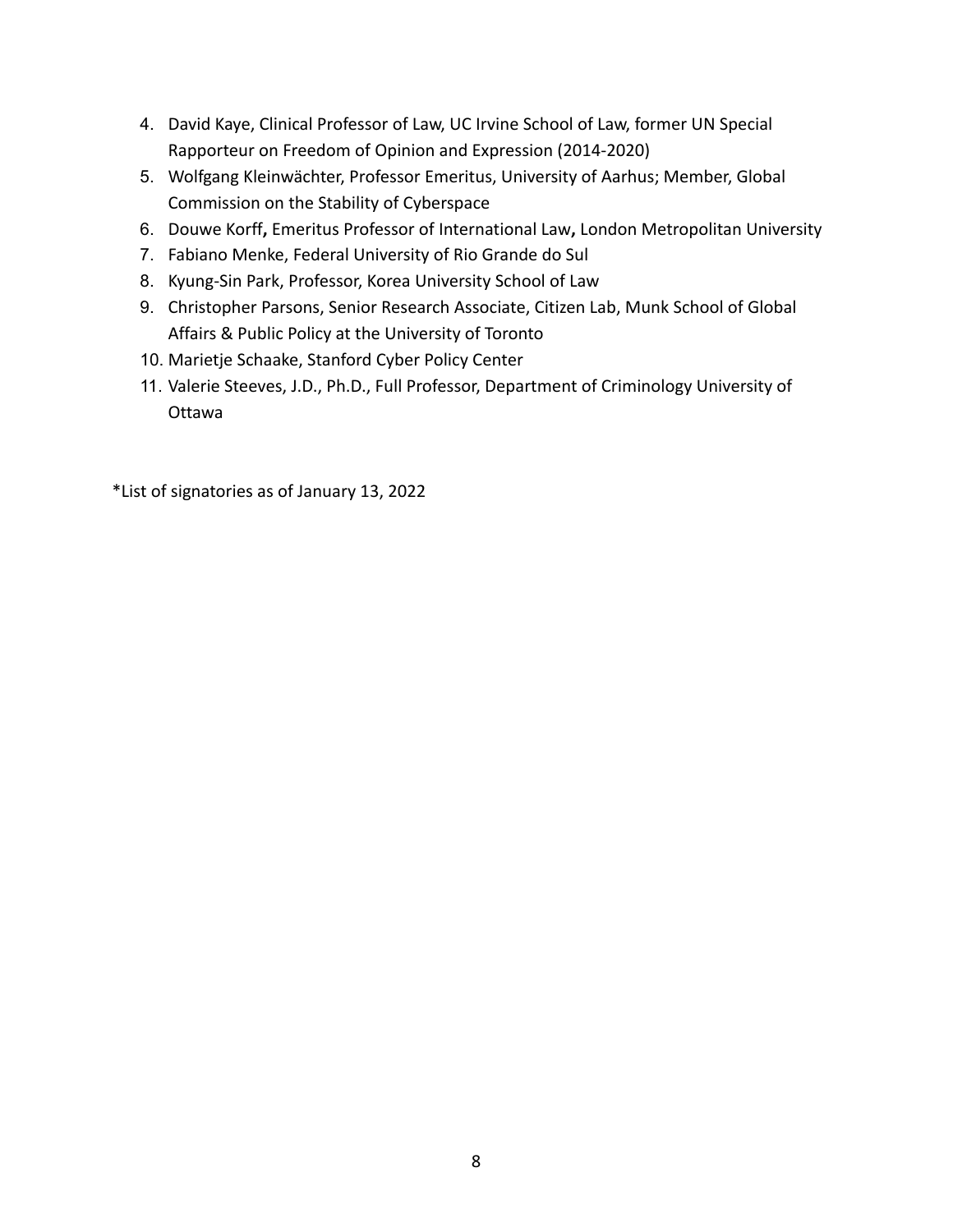4. David Kaye, Clinical Professor of Law, UC Irvine School of Law, former UN Special Rapporteur on Freedom of Opinion and Expression (2014-2020)
5. Wolfgang Kleinwächter, Professor Emeritus, University of Aarhus; Member, Global Commission on the Stability of Cyberspace
6. Douwe Korff**,** Emeritus Professor of International Law**,** London Metropolitan University
7. Fabiano Menke, Federal University of Rio Grande do Sul
8. Kyung-Sin Park, Professor, Korea University School of Law
9. Christopher Parsons, Senior Research Associate, Citizen Lab, Munk School of Global Affairs & Public Policy at the University of Toronto
10. Marietje Schaake, Stanford Cyber Policy Center
11. Valerie Steeves, J.D., Ph.D., Full Professor, Department of Criminology University of Ottawa

*List of signatories as of January 13, 2022